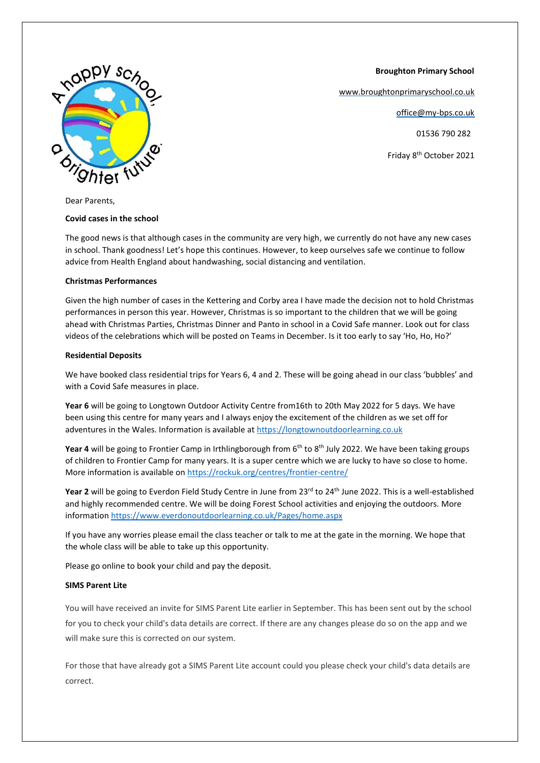**Broughton Primary School**

www.broughtonprimaryschool.co.uk

office@my-bps.co.uk

01536 790 282

Friday 8th October 2021

Dear Parents,

**Covid cases in the school**

The good news is that although cases in the community are very high, we currently do not have any new cases in school. Thank goodness! Let's hope this continues. However, to keep ourselves safe we continue to follow advice from Health England about handwashing, social distancing and ventilation.

**Christmas Performances**

Given the high number of cases in the Kettering and Corby area I have made the decision not to hold Christmas performances in person this year. However, Christmas is so important to the children that we will be going ahead with Christmas Parties, Christmas Dinner and Panto in school in a Covid Safe manner. Look out for class videos of the celebrations which will be posted on Teams in December. Is it too early to say 'Ho, Ho, Ho?'

**Residential Deposits**

We have booked class residential trips for Years 6, 4 and 2. These will be going ahead in our class 'bubbles' and with a Covid Safe measures in place.

**Year 6** will be going to Longtown Outdoor Activity Centre from16th to 20th May 2022 for 5 days. We have been using this centre for many years and I always enjoy the excitement of the children as we set off for adventures in the Wales. Information is available at https://longtownoutdoorlearning.co.uk

**Year 4** will be going to Frontier Camp in Irthlingborough from 6th to 8th July 2022. We have been taking groups of children to Frontier Camp for many years. It is a super centre which we are lucky to have so close to home. More information is available on https://rockuk.org/centres/frontier-centre/

**Year 2** will be going to Everdon Field Study Centre in June from 23rd to 24th June 2022. This is a well-established and highly recommended centre. We will be doing Forest School activities and enjoying the outdoors. More information https://www.everdonoutdoorlearning.co.uk/Pages/home.aspx

If you have any worries please email the class teacher or talk to me at the gate in the morning. We hope that the whole class will be able to take up this opportunity.

Please go online to book your child and pay the deposit.

**SIMS Parent Lite**

You will have received an invite for SIMS Parent Lite earlier in September. This has been sent out by the school for you to check your child's data details are correct. If there are any changes please do so on the app and we will make sure this is corrected on our system.

For those that have already got a SIMS Parent Lite account could you please check your child's data details are correct.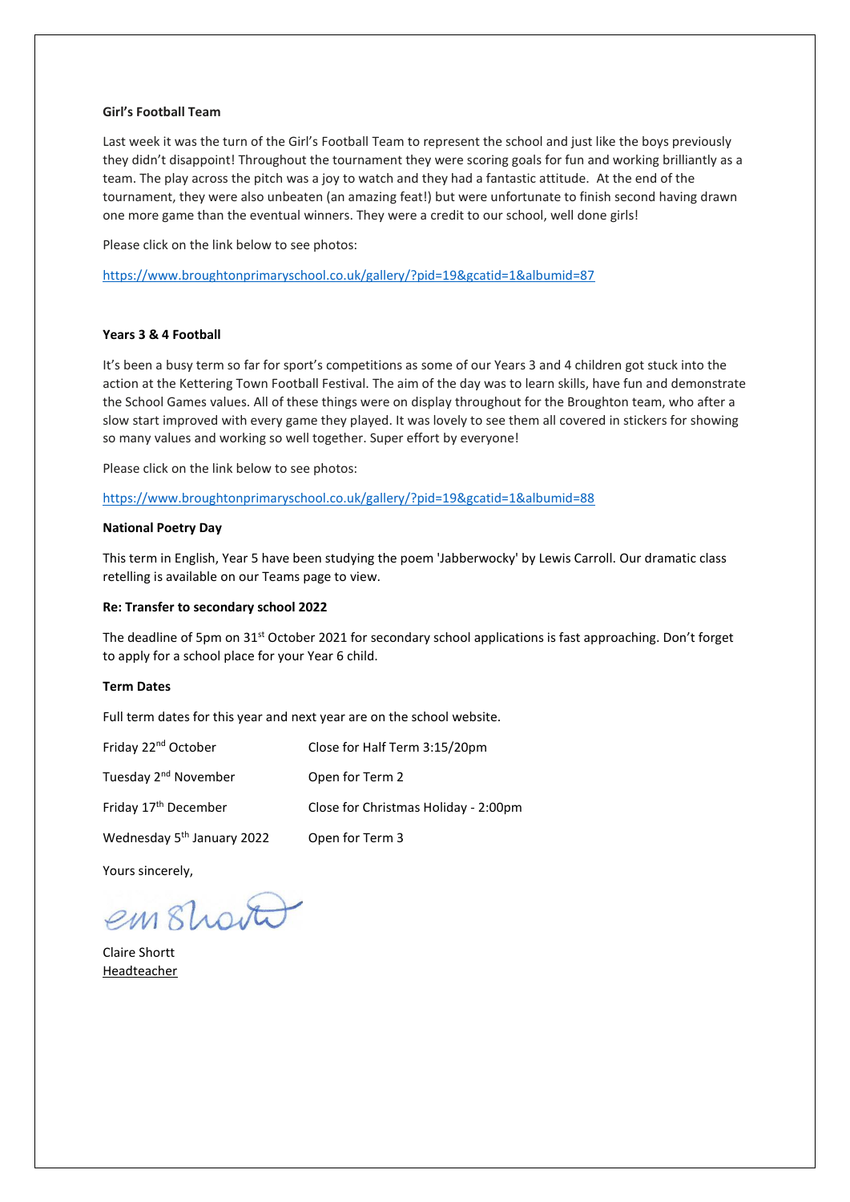**Girl's Football Team**

Last week it was the turn of the Girl's Football Team to represent the school and just like the boys previously they didn't disappoint! Throughout the tournament they were scoring goals for fun and working brilliantly as a team. The play across the pitch was a joy to watch and they had a fantastic attitude. At the end of the tournament, they were also unbeaten (an amazing feat!) but were unfortunate to finish second having drawn one more game than the eventual winners. They were a credit to our school, well done girls!

Please click on the link below to see photos:

https://www.broughtonprimaryschool.co.uk/gallery/?pid=19&gcatid=1&albumid=87

**Years 3 & 4 Football**

It's been a busy term so far for sport's competitions as some of our Years 3 and 4 children got stuck into the action at the Kettering Town Football Festival. The aim of the day was to learn skills, have fun and demonstrate the School Games values. All of these things were on display throughout for the Broughton team, who after a slow start improved with every game they played. It was lovely to see them all covered in stickers for showing so many values and working so well together. Super effort by everyone!

Please click on the link below to see photos:

https://www.broughtonprimaryschool.co.uk/gallery/?pid=19&gcatid=1&albumid=88

**National Poetry Day**

This term in English, Year 5 have been studying the poem 'Jabberwocky' by Lewis Carroll. Our dramatic class retelling is available on our Teams page to view.

**Re: Transfer to secondary school 2022**

The deadline of 5pm on 31st October 2021 for secondary school applications is fast approaching. Don't forget to apply for a school place for your Year 6 child.

**Term Dates**

Full term dates for this year and next year are on the school website.

| | |
|---|---|
| Friday 22nd October | Close for Half Term 3:15/20pm |
| Tuesday 2nd November | Open for Term 2 |
| Friday 17th December | Close for Christmas Holiday - 2:00pm |
| Wednesday 5th January 2022 | Open for Term 3 |

Yours sincerely,

Claire Shortt
Headteacher